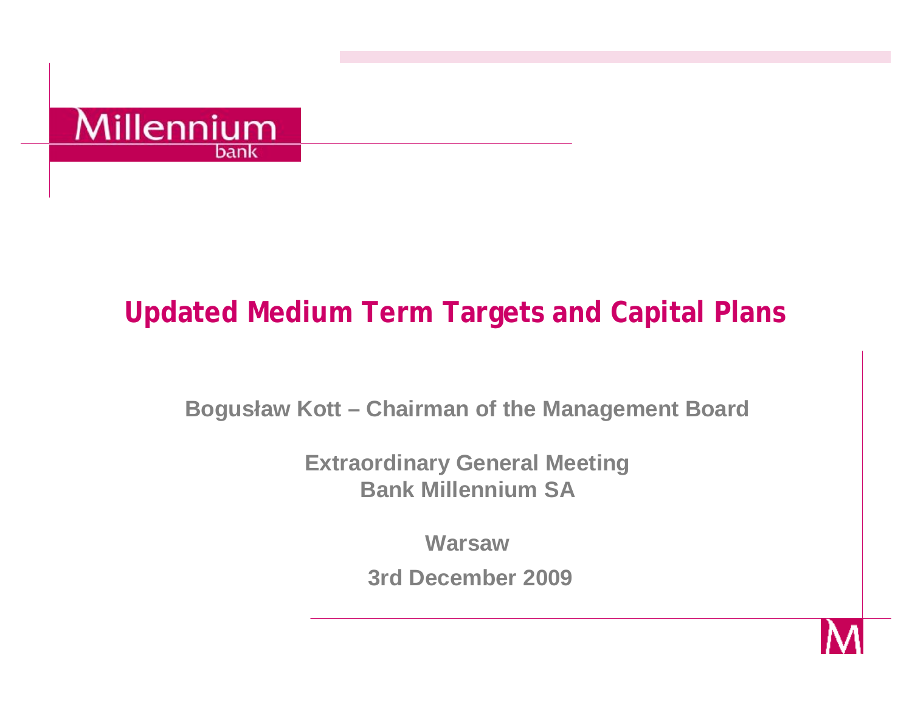Millennium bank

# Updated Medium Term Targets and Capital Plans

**Bogusław Kott – Chairman of the Management Board**

**Extraordinary General Meeting**
**Bank Millennium SA**

**Warsaw**

**3rd December 2009**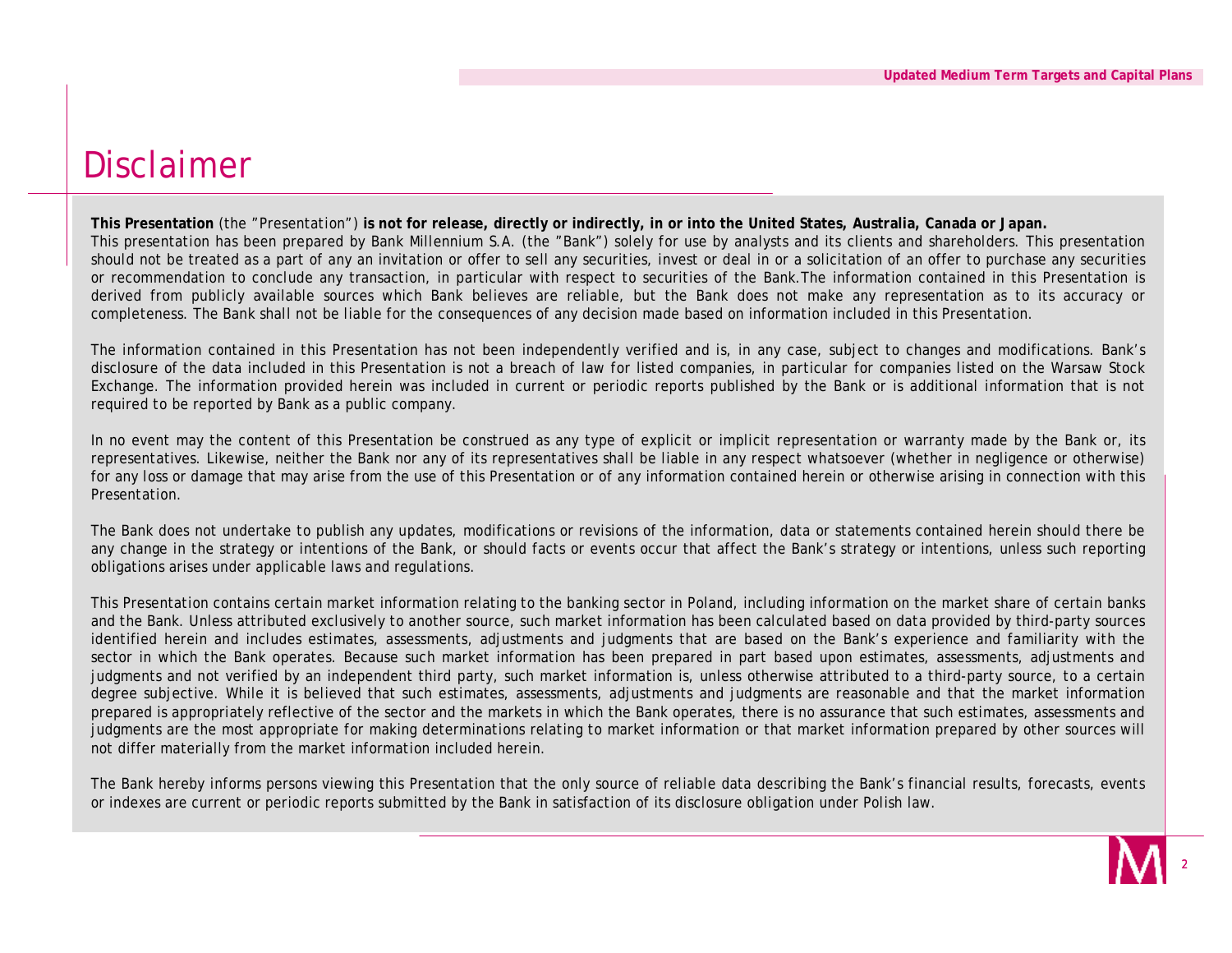# Disclaimer

**This Presentation** (the "Presentation") **is not for release, directly or indirectly, in or into the United States, Australia, Canada or Japan.**
This presentation has been prepared by Bank Millennium S.A. (the "Bank") solely for use by analysts and its clients and shareholders. This presentation should not be treated as a part of any an invitation or offer to sell any securities, invest or deal in or a solicitation of an offer to purchase any securities or recommendation to conclude any transaction, in particular with respect to securities of the Bank.The information contained in this Presentation is derived from publicly available sources which Bank believes are reliable, but the Bank does not make any representation as to its accuracy or completeness. The Bank shall not be liable for the consequences of any decision made based on information included in this Presentation.

The information contained in this Presentation has not been independently verified and is, in any case, subject to changes and modifications. Bank's disclosure of the data included in this Presentation is not a breach of law for listed companies, in particular for companies listed on the Warsaw Stock Exchange. The information provided herein was included in current or periodic reports published by the Bank or is additional information that is not required to be reported by Bank as a public company.

In no event may the content of this Presentation be construed as any type of explicit or implicit representation or warranty made by the Bank or, its representatives. Likewise, neither the Bank nor any of its representatives shall be liable in any respect whatsoever (whether in negligence or otherwise) for any loss or damage that may arise from the use of this Presentation or of any information contained herein or otherwise arising in connection with this Presentation.

The Bank does not undertake to publish any updates, modifications or revisions of the information, data or statements contained herein should there be any change in the strategy or intentions of the Bank, or should facts or events occur that affect the Bank's strategy or intentions, unless such reporting obligations arises under applicable laws and regulations.

This Presentation contains certain market information relating to the banking sector in Poland, including information on the market share of certain banks and the Bank. Unless attributed exclusively to another source, such market information has been calculated based on data provided by third-party sources identified herein and includes estimates, assessments, adjustments and judgments that are based on the Bank's experience and familiarity with the sector in which the Bank operates. Because such market information has been prepared in part based upon estimates, assessments, adjustments and judgments and not verified by an independent third party, such market information is, unless otherwise attributed to a third-party source, to a certain degree subjective. While it is believed that such estimates, assessments, adjustments and judgments are reasonable and that the market information prepared is appropriately reflective of the sector and the markets in which the Bank operates, there is no assurance that such estimates, assessments and judgments are the most appropriate for making determinations relating to market information or that market information prepared by other sources will not differ materially from the market information included herein.

The Bank hereby informs persons viewing this Presentation that the only source of reliable data describing the Bank's financial results, forecasts, events or indexes are current or periodic reports submitted by the Bank in satisfaction of its disclosure obligation under Polish law.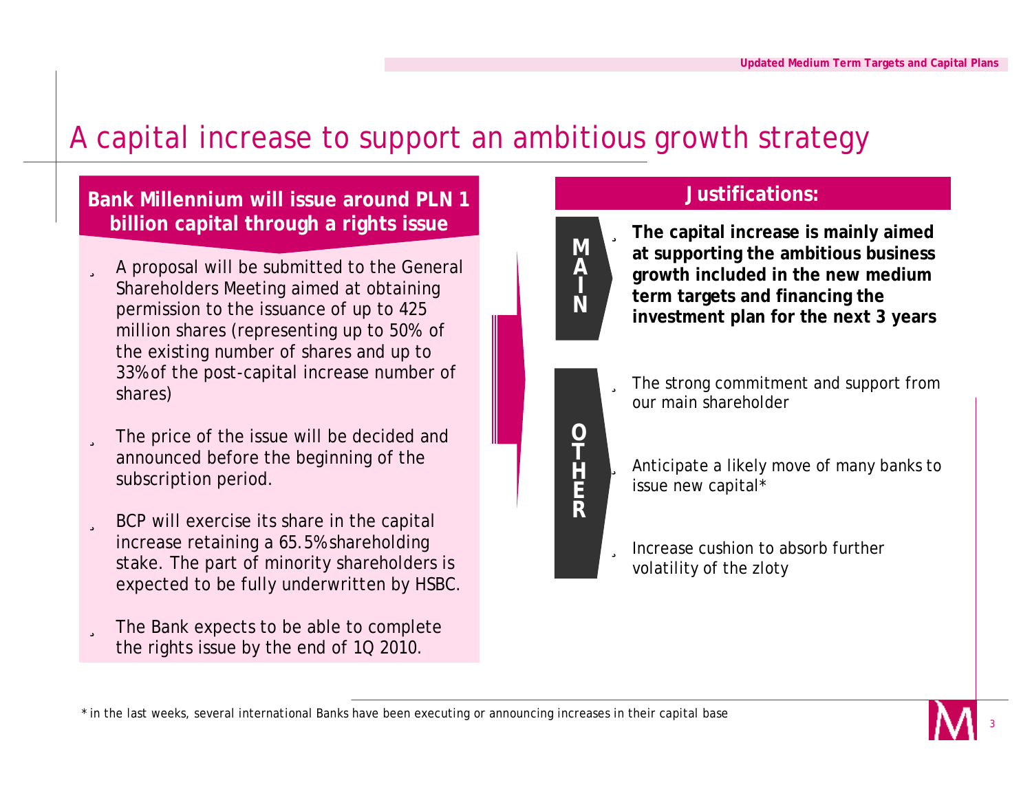# A capital increase to support an ambitious growth strategy

## Bank Millennium will issue around PLN 1 billion capital through a rights issue

- A proposal will be submitted to the General Shareholders Meeting aimed at obtaining permission to the issuance of up to 425 million shares (representing up to 50% of the existing number of shares and up to 33% of the post-capital increase number of shares)
- The price of the issue will be decided and announced before the beginning of the subscription period.
- BCP will exercise its share in the capital increase retaining a 65.5% shareholding stake. The part of minority shareholders is expected to be fully underwritten by HSBC.
- The Bank expects to be able to complete the rights issue by the end of 1Q 2010.

## Justifications:

**MAIN**

- **The capital increase is mainly aimed at supporting the ambitious business growth included in the new medium term targets and financing the investment plan for the next 3 years**

**OTHER**

- The strong commitment and support from our main shareholder
- Anticipate a likely move of many banks to issue new capital*
- Increase cushion to absorb further volatility of the zloty

*\* in the last weeks, several international Banks have been executing or announcing increases in their capital base*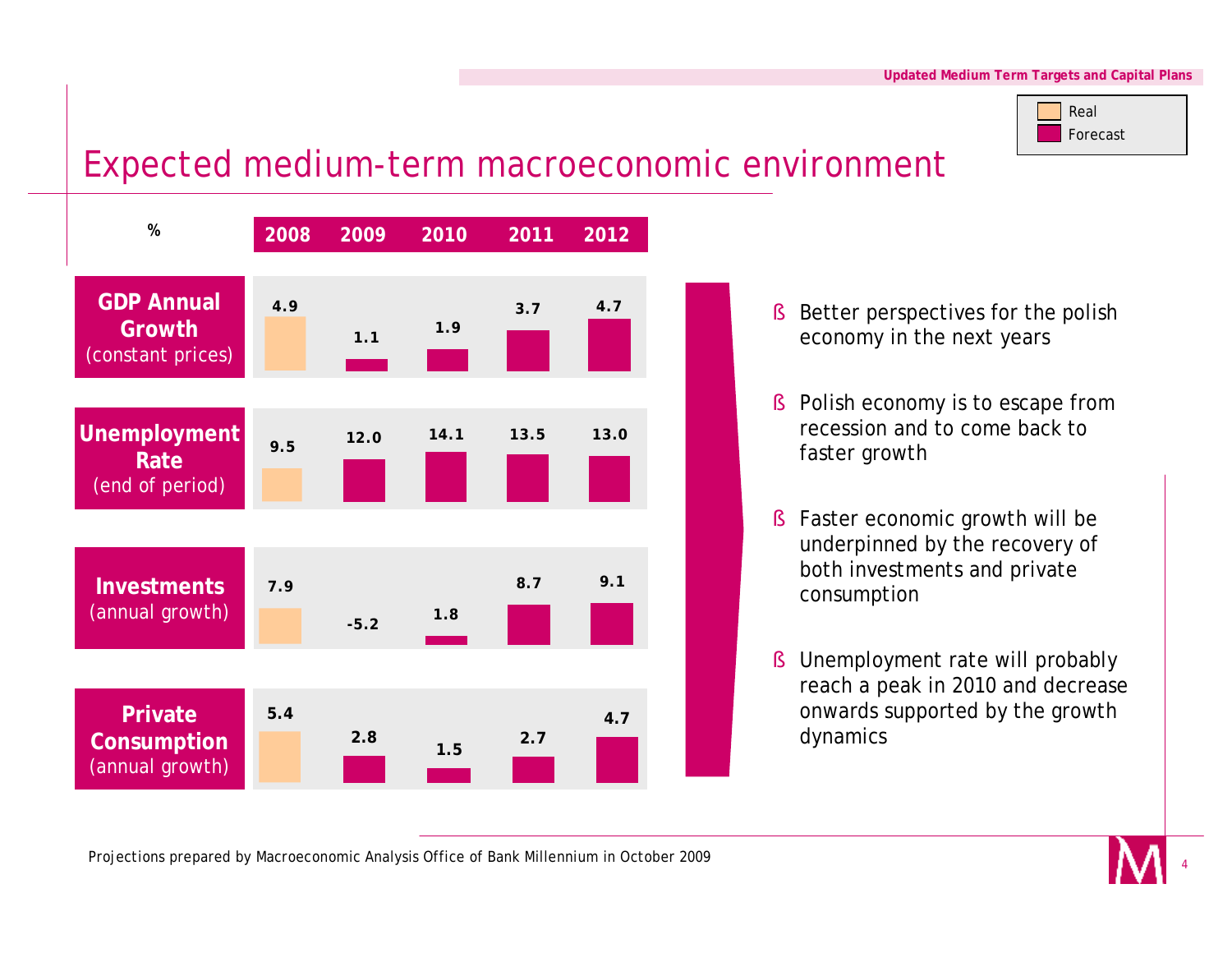# Expected medium-term macroeconomic environment

Legend: Real (2008) / Forecast (2009–2012)

| % | 2008 | 2009 | 2010 | 2011 | 2012 |
|---|---|---|---|---|---|
| **GDP Annual Growth** (constant prices) | 4.9 | 1.1 | 1.9 | 3.7 | 4.7 |
| **Unemployment Rate** (end of period) | 9.5 | 12.0 | 14.1 | 13.5 | 13.0 |
| **Investments** (annual growth) | 7.9 | -5.2 | 1.8 | 8.7 | 9.1 |
| **Private Consumption** (annual growth) | 5.4 | 2.8 | 1.5 | 2.7 | 4.7 |

- Better perspectives for the polish economy in the next years
- Polish economy is to escape from recession and to come back to faster growth
- Faster economic growth will be underpinned by the recovery of both investments and private consumption
- Unemployment rate will probably reach a peak in 2010 and decrease onwards supported by the growth dynamics

Projections prepared by Macroeconomic Analysis Office of Bank Millennium in October 2009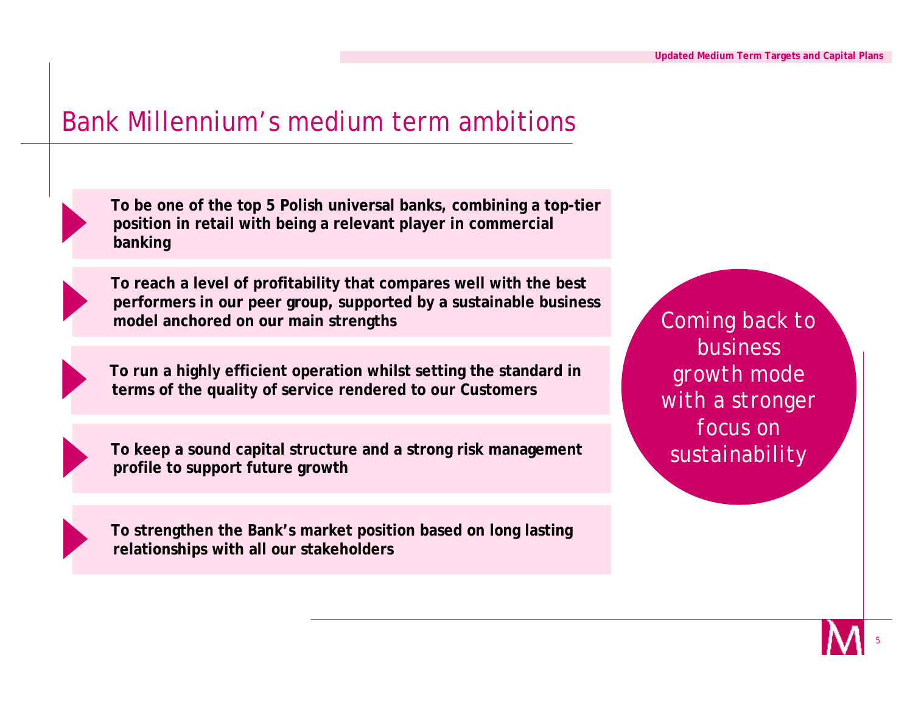# Bank Millennium's medium term ambitions

- **To be one of the top 5 Polish universal banks, combining a top-tier position in retail with being a relevant player in commercial banking**
- **To reach a level of profitability that compares well with the best performers in our peer group, supported by a sustainable business model anchored on our main strengths**
- **To run a highly efficient operation whilst setting the standard in terms of the quality of service rendered to our Customers**
- **To keep a sound capital structure and a strong risk management profile to support future growth**
- **To strengthen the Bank's market position based on long lasting relationships with all our stakeholders**

Coming back to business growth mode with a stronger focus on sustainability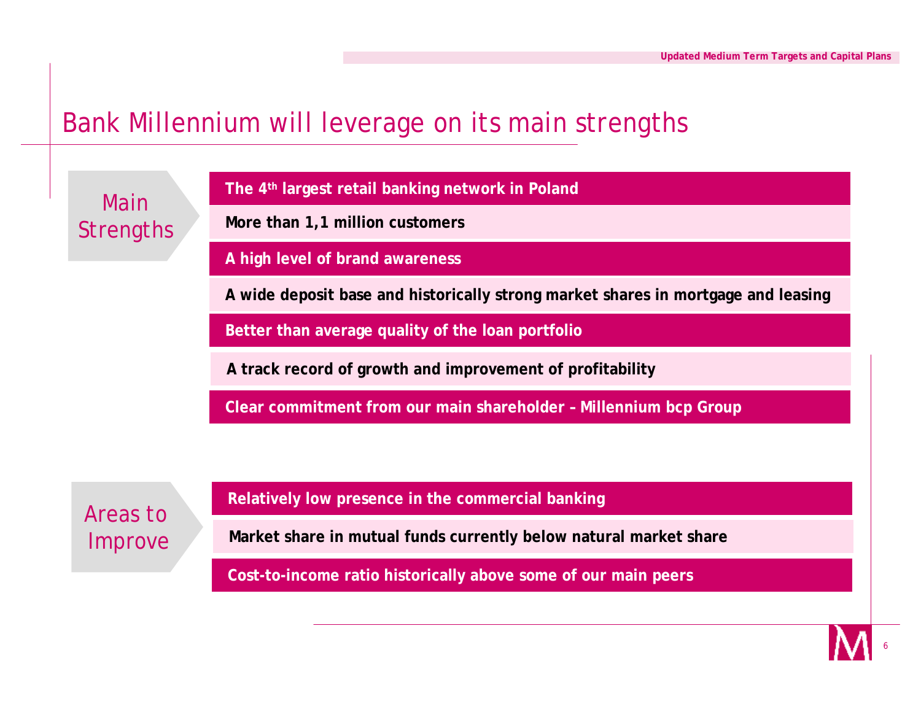# Bank Millennium will leverage on its main strengths

## Main Strengths

- The 4th largest retail banking network in Poland
- More than 1,1 million customers
- A high level of brand awareness
- A wide deposit base and historically strong market shares in mortgage and leasing
- Better than average quality of the loan portfolio
- A track record of growth and improvement of profitability
- Clear commitment from our main shareholder – Millennium bcp Group

## Areas to Improve

- Relatively low presence in the commercial banking
- Market share in mutual funds currently below natural market share
- Cost-to-income ratio historically above some of our main peers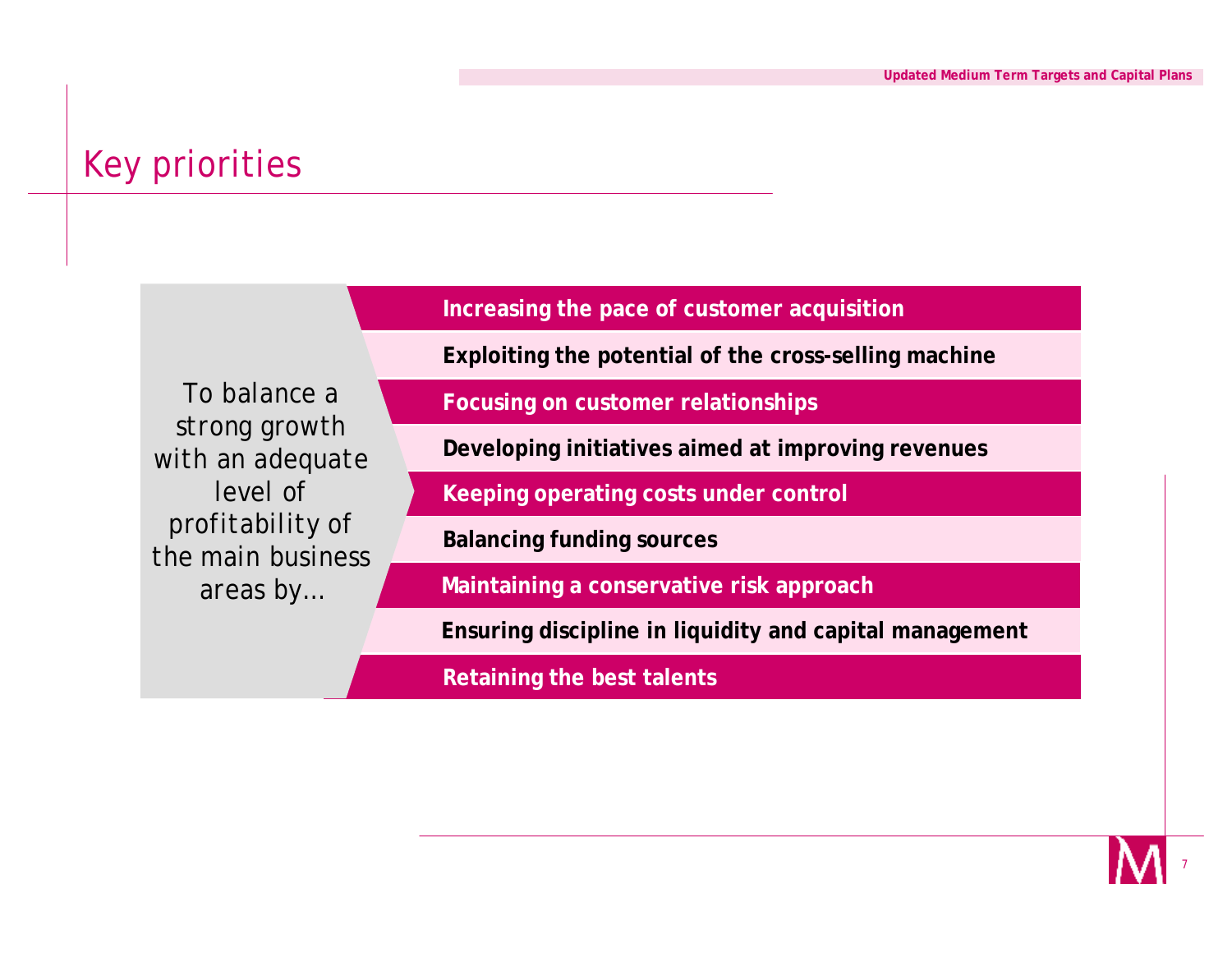# Key priorities

To balance a strong growth with an adequate level of profitability of the main business areas by…

- **Increasing the pace of customer acquisition**
- **Exploiting the potential of the cross-selling machine**
- **Focusing on customer relationships**
- **Developing initiatives aimed at improving revenues**
- **Keeping operating costs under control**
- **Balancing funding sources**
- **Maintaining a conservative risk approach**
- **Ensuring discipline in liquidity and capital management**
- **Retaining the best talents**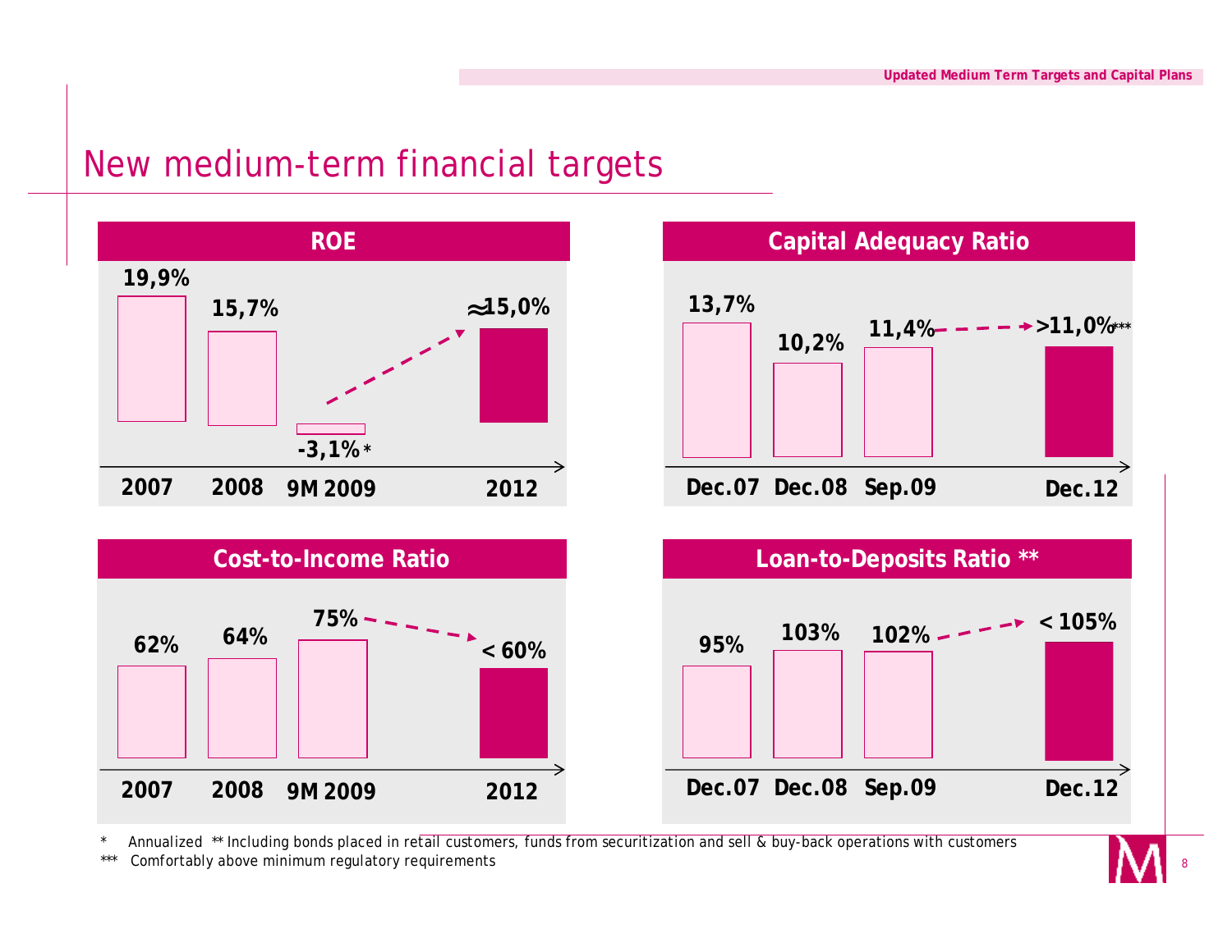# New medium-term financial targets

## ROE

| 2007 | 2008 | 9M 2009 | 2012 |
|---|---|---|---|
| 19,9% | 15,7% | -3,1% * | ≈15,0% |

## Capital Adequacy Ratio

| Dec.07 | Dec.08 | Sep.09 | Dec.12 |
|---|---|---|---|
| 13,7% | 10,2% | 11,4% | >11,0%*** |

## Cost-to-Income Ratio

| 2007 | 2008 | 9M 2009 | 2012 |
|---|---|---|---|
| 62% | 64% | 75% | < 60% |

## Loan-to-Deposits Ratio **

| Dec.07 | Dec.08 | Sep.09 | Dec.12 |
|---|---|---|---|
| 95% | 103% | 102% | < 105% |

\* Annualized ** Including bonds placed in retail customers, funds from securitization and sell & buy-back operations with customers

*** Comfortably above minimum regulatory requirements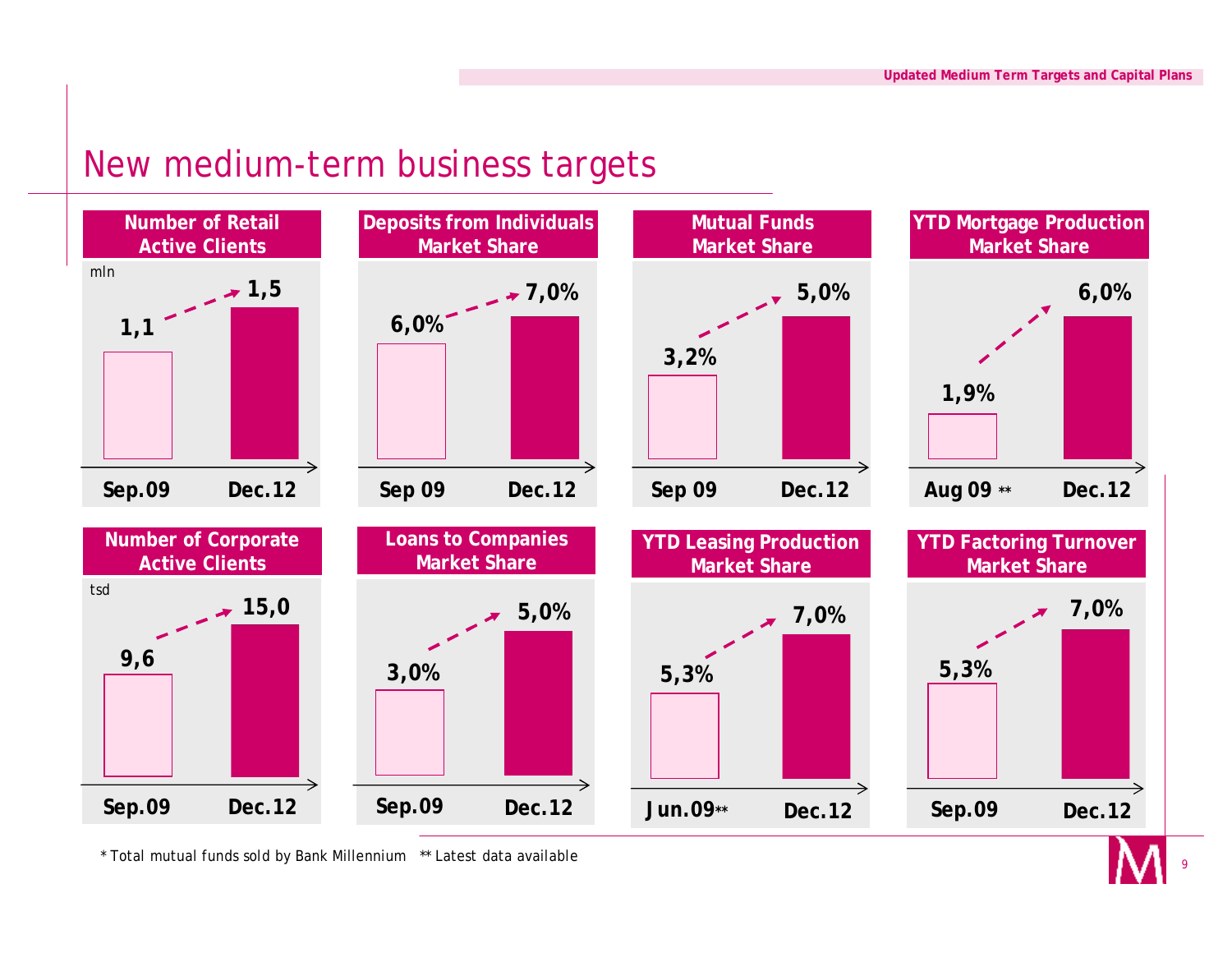# New medium-term business targets

| Metric | Baseline period | Baseline value | Target period | Target value |
|---|---|---|---|---|
| Number of Retail Active Clients (mln) | Sep.09 | 1,1 | Dec.12 | 1,5 |
| Deposits from Individuals Market Share | Sep 09 | 6,0% | Dec.12 | 7,0% |
| Mutual Funds Market Share | Sep 09 | 3,2% | Dec.12 | 5,0% |
| YTD Mortgage Production Market Share | Aug 09 ** | 1,9% | Dec.12 | 6,0% |
| Number of Corporate Active Clients (tsd) | Sep.09 | 9,6 | Dec.12 | 15,0 |
| Loans to Companies Market Share | Sep.09 | 3,0% | Dec.12 | 5,0% |
| YTD Leasing Production Market Share | Jun.09** | 5,3% | Dec.12 | 7,0% |
| YTD Factoring Turnover Market Share | Sep.09 | 5,3% | Dec.12 | 7,0% |

\* Total mutual funds sold by Bank Millennium ** Latest data available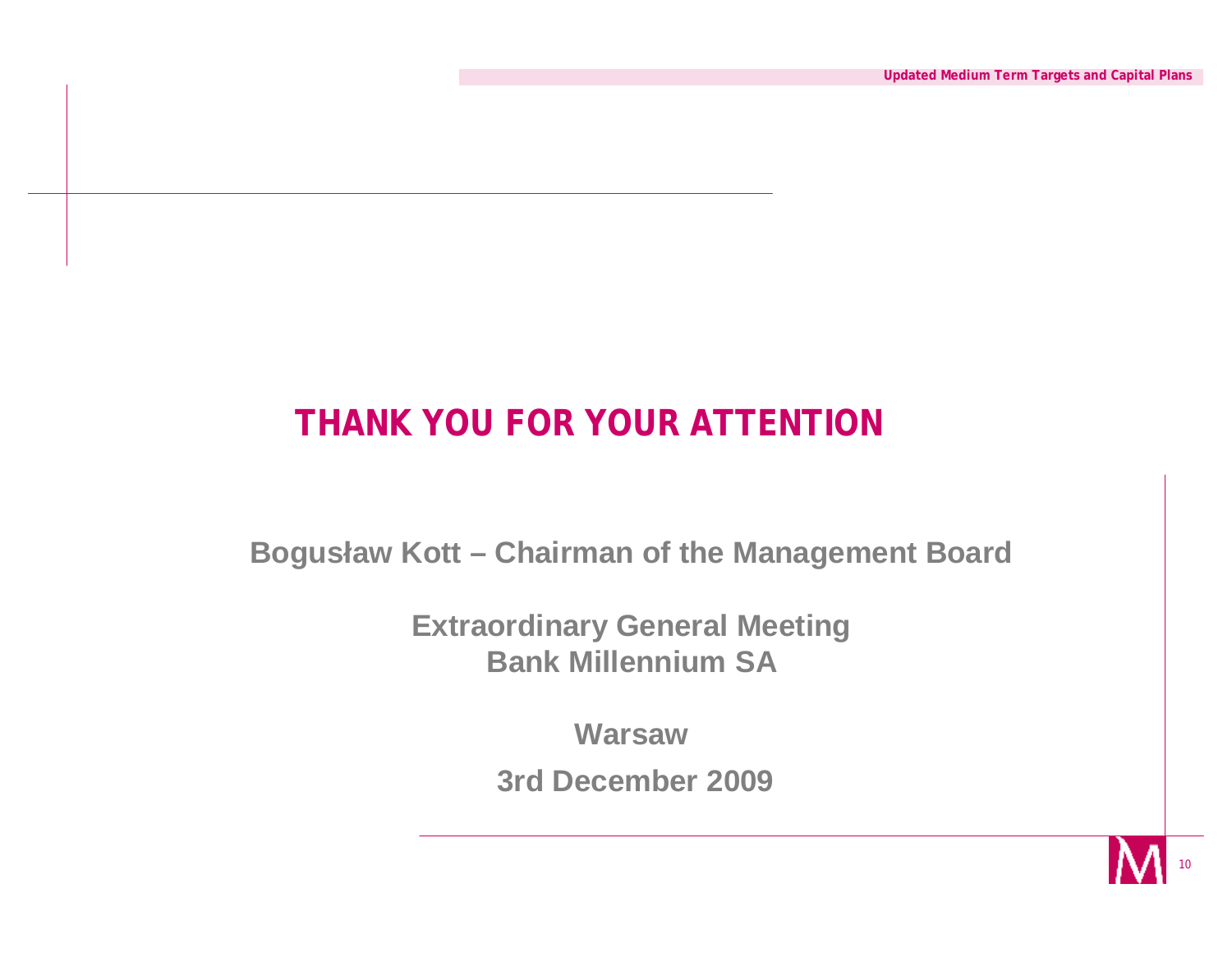# THANK YOU FOR YOUR ATTENTION

**Bogusław Kott – Chairman of the Management Board**

**Extraordinary General Meeting**
**Bank Millennium SA**

**Warsaw**

**3rd December 2009**